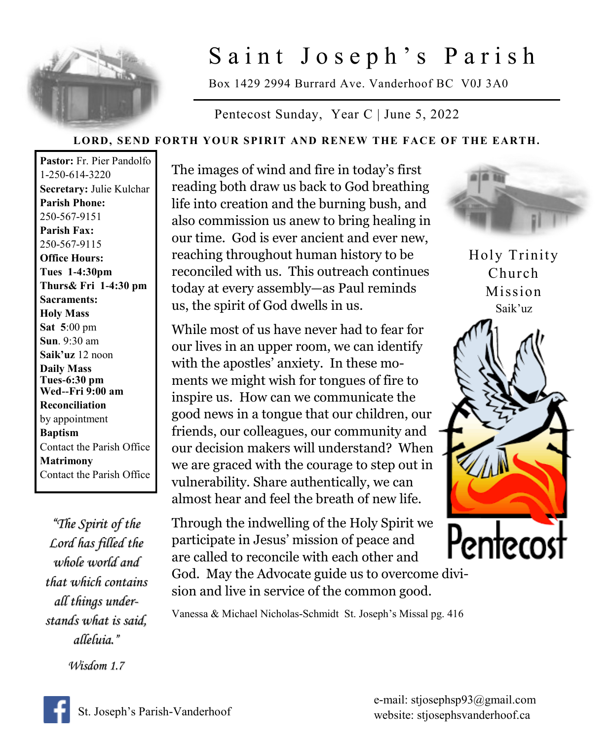# Saint Joseph's Parish

Box 1429 2994 Burrard Ave. Vanderhoof BC V0J 3A0

Pentecost Sunday, Year C | June 5, 2022

**LORD, SEND FORTH YOUR SPIRIT AND RENEW THE FACE OF THE EARTH.**

**Pastor:** Fr. Pier Pandolfo
1-250-614-3220
**Secretary:** Julie Kulchar
**Parish Phone:**
250-567-9151
**Parish Fax:**
250-567-9115
**Office Hours:**
**Tues 1-4:30pm**
**Thurs& Fri 1-4:30 pm**
**Sacraments:**
**Holy Mass**
**Sat 5**:00 pm
**Sun**. 9:30 am
**Saik'uz** 12 noon
**Daily Mass**
**Tues-6:30 pm**
**Wed--Fri 9:00 am**
**Reconciliation**
by appointment
**Baptism**
Contact the Parish Office
**Matrimony**
Contact the Parish Office

*"The Spirit of the Lord has filled the whole world and that which contains all things understands what is said, alleluia."*

*Wisdom 1.7*

The images of wind and fire in today's first reading both draw us back to God breathing life into creation and the burning bush, and also commission us anew to bring healing in our time. God is ever ancient and ever new, reaching throughout human history to be reconciled with us. This outreach continues today at every assembly—as Paul reminds us, the spirit of God dwells in us.

While most of us have never had to fear for our lives in an upper room, we can identify with the apostles' anxiety. In these moments we might wish for tongues of fire to inspire us. How can we communicate the good news in a tongue that our children, our friends, our colleagues, our community and our decision makers will understand? When we are graced with the courage to step out in vulnerability. Share authentically, we can almost hear and feel the breath of new life.

Through the indwelling of the Holy Spirit we participate in Jesus' mission of peace and are called to reconcile with each other and God. May the Advocate guide us to overcome division and live in service of the common good.

Vanessa & Michael Nicholas-Schmidt St. Joseph's Missal pg. 416

Holy Trinity Church Mission
Saik'uz

Pentecost

St. Joseph's Parish-Vanderhoof

e-mail: stjosephsp93@gmail.com
website: stjosephsvanderhoof.ca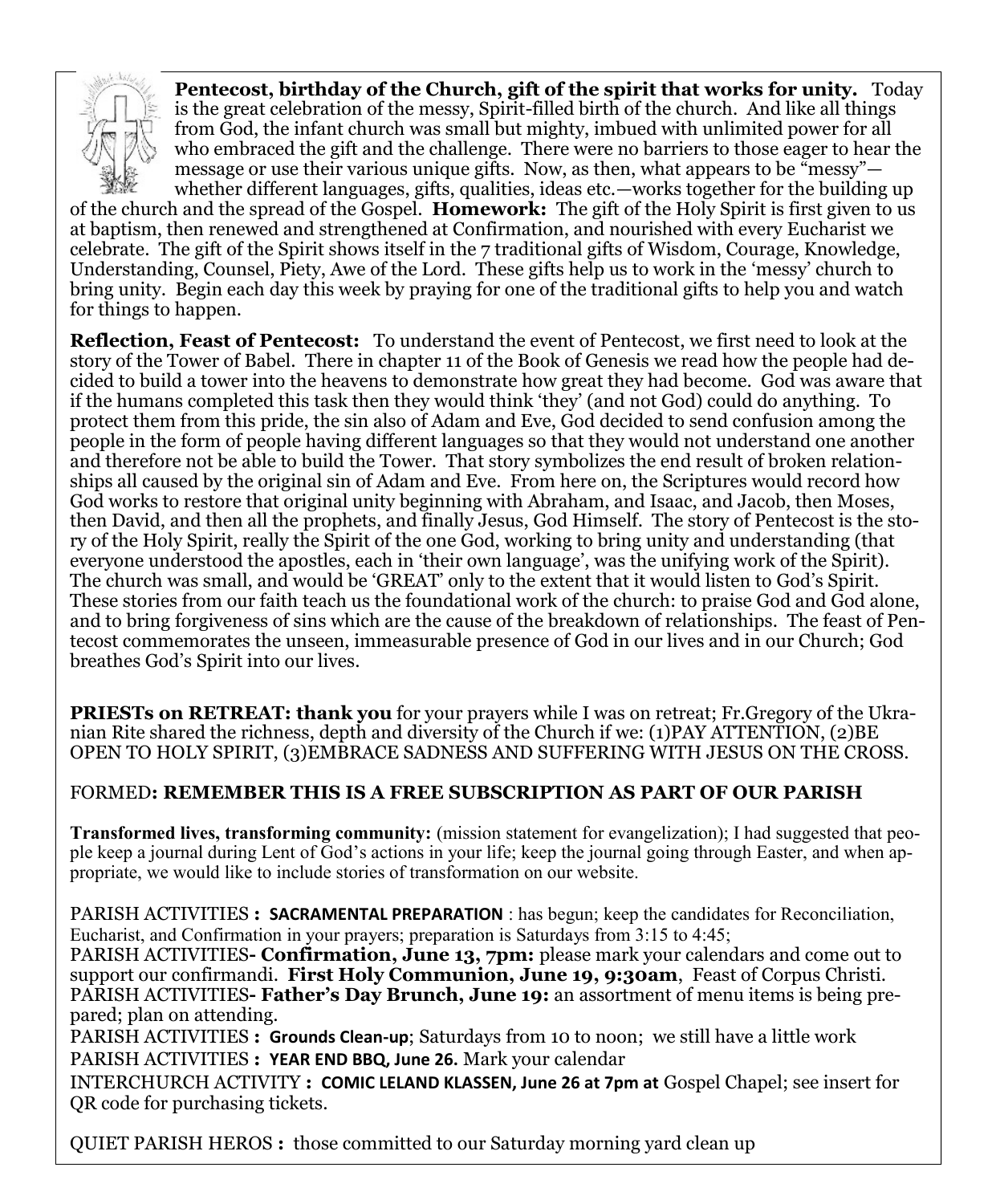**Pentecost, birthday of the Church, gift of the spirit that works for unity.** Today is the great celebration of the messy, Spirit-filled birth of the church. And like all things from God, the infant church was small but mighty, imbued with unlimited power for all who embraced the gift and the challenge. There were no barriers to those eager to hear the message or use their various unique gifts. Now, as then, what appears to be "messy"—whether different languages, gifts, qualities, ideas etc.—works together for the building up of the church and the spread of the Gospel. **Homework:** The gift of the Holy Spirit is first given to us at baptism, then renewed and strengthened at Confirmation, and nourished with every Eucharist we celebrate. The gift of the Spirit shows itself in the 7 traditional gifts of Wisdom, Courage, Knowledge, Understanding, Counsel, Piety, Awe of the Lord. These gifts help us to work in the 'messy' church to bring unity. Begin each day this week by praying for one of the traditional gifts to help you and watch for things to happen.

**Reflection, Feast of Pentecost:** To understand the event of Pentecost, we first need to look at the story of the Tower of Babel. There in chapter 11 of the Book of Genesis we read how the people had decided to build a tower into the heavens to demonstrate how great they had become. God was aware that if the humans completed this task then they would think 'they' (and not God) could do anything. To protect them from this pride, the sin also of Adam and Eve, God decided to send confusion among the people in the form of people having different languages so that they would not understand one another and therefore not be able to build the Tower. That story symbolizes the end result of broken relationships all caused by the original sin of Adam and Eve. From here on, the Scriptures would record how God works to restore that original unity beginning with Abraham, and Isaac, and Jacob, then Moses, then David, and then all the prophets, and finally Jesus, God Himself. The story of Pentecost is the story of the Holy Spirit, really the Spirit of the one God, working to bring unity and understanding (that everyone understood the apostles, each in 'their own language', was the unifying work of the Spirit). The church was small, and would be 'GREAT' only to the extent that it would listen to God's Spirit. These stories from our faith teach us the foundational work of the church: to praise God and God alone, and to bring forgiveness of sins which are the cause of the breakdown of relationships. The feast of Pentecost commemorates the unseen, immeasurable presence of God in our lives and in our Church; God breathes God's Spirit into our lives.

**PRIESTs on RETREAT: thank you** for your prayers while I was on retreat; Fr.Gregory of the Ukranian Rite shared the richness, depth and diversity of the Church if we: (1)PAY ATTENTION, (2)BE OPEN TO HOLY SPIRIT, (3)EMBRACE SADNESS AND SUFFERING WITH JESUS ON THE CROSS.

FORMED**: REMEMBER THIS IS A FREE SUBSCRIPTION AS PART OF OUR PARISH**

**Transformed lives, transforming community:** (mission statement for evangelization); I had suggested that people keep a journal during Lent of God's actions in your life; keep the journal going through Easter, and when appropriate, we would like to include stories of transformation on our website.

PARISH ACTIVITIES **: SACRAMENTAL PREPARATION** : has begun; keep the candidates for Reconciliation, Eucharist, and Confirmation in your prayers; preparation is Saturdays from 3:15 to 4:45;

PARISH ACTIVITIES**- Confirmation, June 13, 7pm:** please mark your calendars and come out to support our confirmandi. **First Holy Communion, June 19, 9:30am**, Feast of Corpus Christi.

PARISH ACTIVITIES**- Father's Day Brunch, June 19:** an assortment of menu items is being prepared; plan on attending.

PARISH ACTIVITIES **: Grounds Clean-up**; Saturdays from 10 to noon; we still have a little work

PARISH ACTIVITIES **: YEAR END BBQ, June 26.** Mark your calendar

INTERCHURCH ACTIVITY **: COMIC LELAND KLASSEN, June 26 at 7pm at** Gospel Chapel; see insert for QR code for purchasing tickets.

QUIET PARISH HEROS **:** those committed to our Saturday morning yard clean up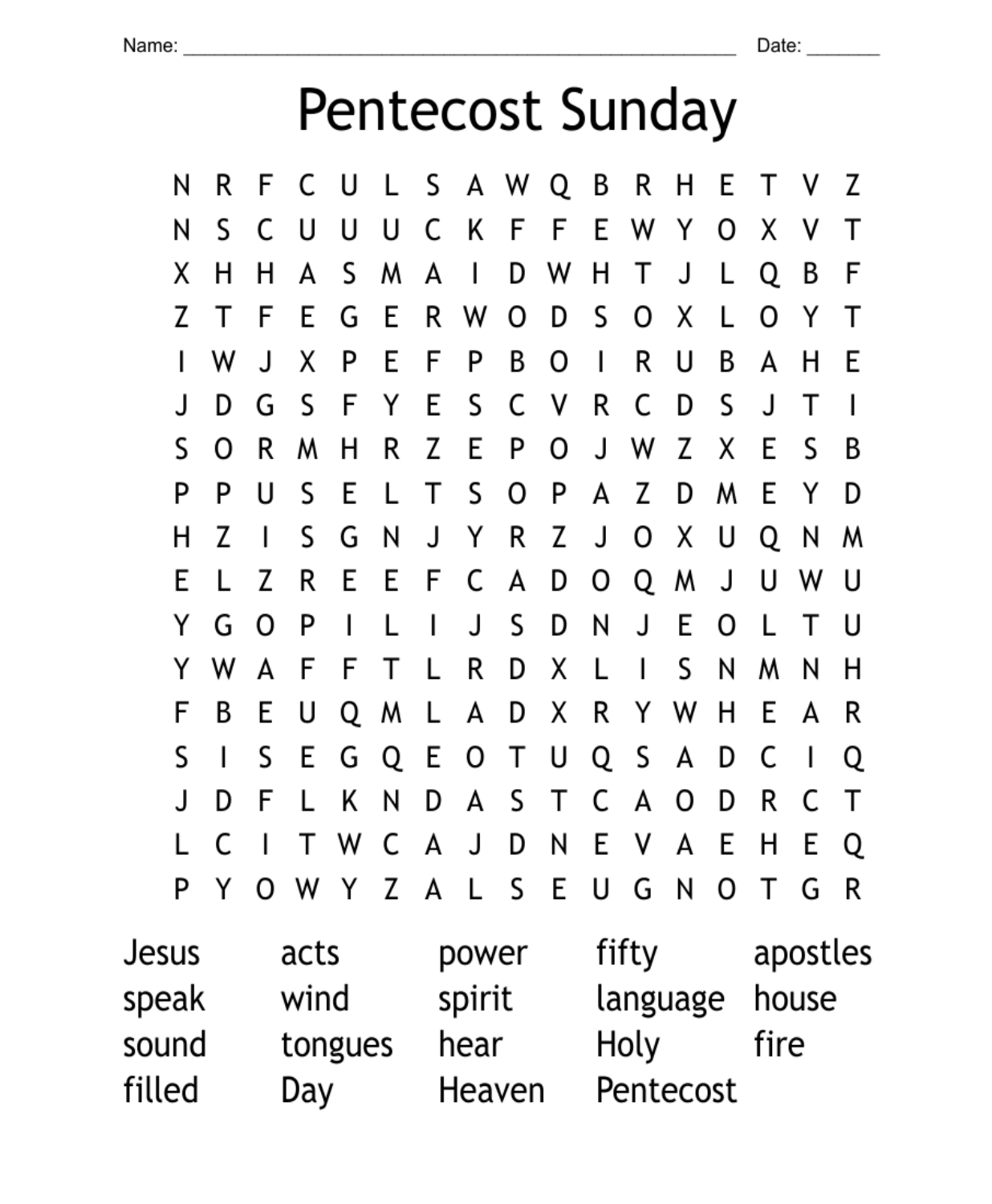Name: ______________________________ Date: ________

# Pentecost Sunday

```
N R F C U L S A W Q B R H E T V Z
N S C U U U C K F F E W Y O X V T
X H H A S M A I D W H T J L Q B F
Z T F E G E R W O D S O X L O Y T
I W J X P E F P B O I R U B A H E
J D G S F Y E S C V R C D S J T I
S O R M H R Z E P O J W Z X E S B
P P U S E L T S O P A Z D M E Y D
H Z I S G N J Y R Z J O X U Q N M
E L Z R E E F C A D O Q M J U W U
Y G O P I L I J S D N J E O L T U
Y W A F F T L R D X L I S N M N H
F B E U Q M L A D X R Y W H E A R
S I S E G Q E O T U Q S A D C I Q
J D F L K N D A S T C A O D R C T
L C I T W C A J D N E V A E H E Q
P Y O W Y Z A L S E U G N O T G R
```

| | | | | |
|---|---|---|---|---|
| Jesus | acts | power | fifty | apostles |
| speak | wind | spirit | language | house |
| sound | tongues | hear | Holy | fire |
| filled | Day | Heaven | Pentecost | |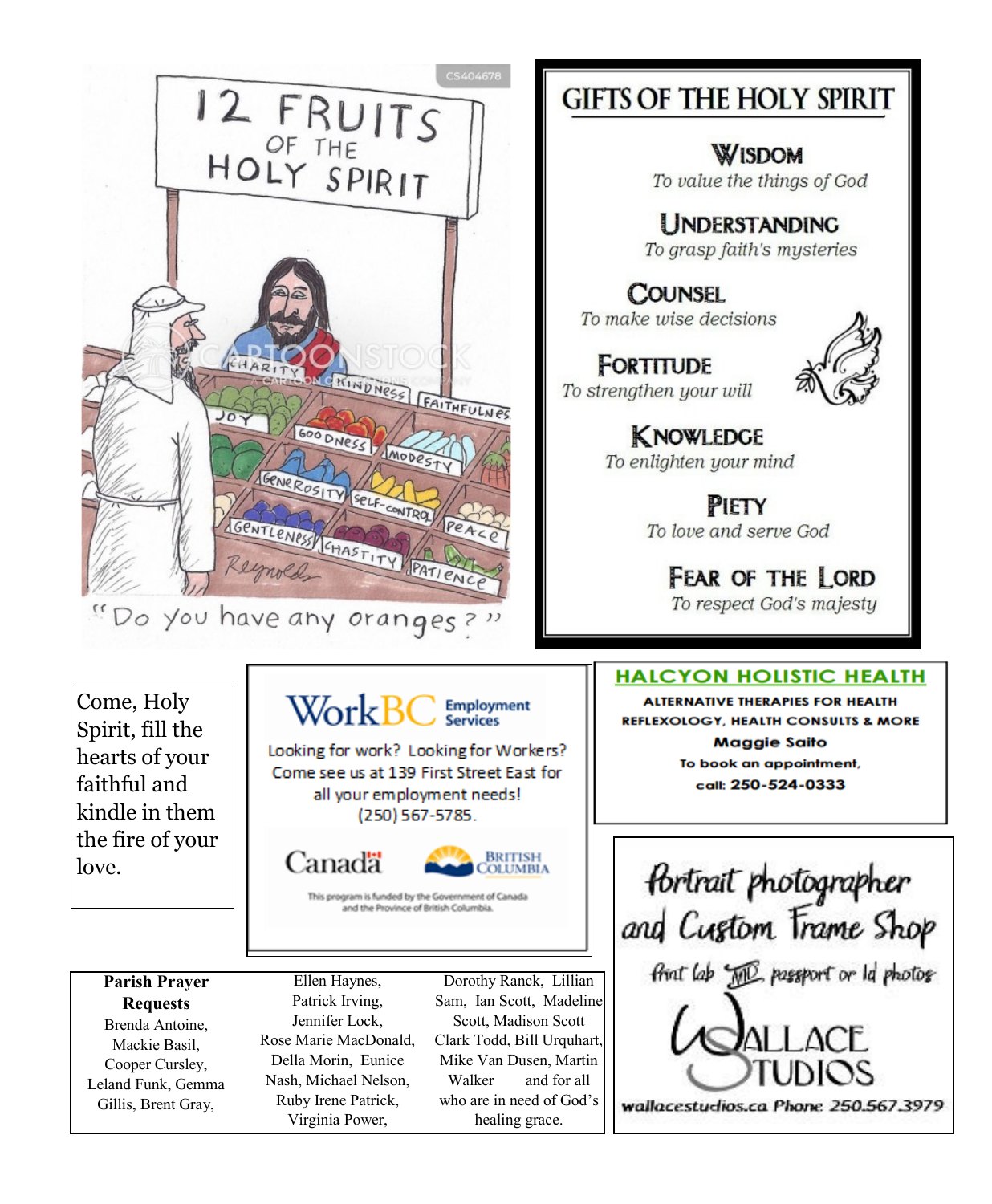12 FRUITS OF THE HOLY SPIRIT

CHARITY, KINDNESS, FAITHFULNESS, JOY, GOODNESS, MODESTY, GENEROSITY, SELF-CONTROL, PEACE, GENTLENESS, CHASTITY, PATIENCE

"Do you have any oranges?"

## GIFTS OF THE HOLY SPIRIT

**WISDOM**
*To value the things of God*

**UNDERSTANDING**
*To grasp faith's mysteries*

**COUNSEL**
*To make wise decisions*

**FORTITUDE**
*To strengthen your will*

**KNOWLEDGE**
*To enlighten your mind*

**PIETY**
*To love and serve God*

**FEAR OF THE LORD**
*To respect God's majesty*

Come, Holy Spirit, fill the hearts of your faithful and kindle in them the fire of your love.

**WorkBC Employment Services**

Looking for work? Looking for Workers? Come see us at 139 First Street East for all your employment needs! (250) 567-5785.

Canada | British Columbia

This program is funded by the Government of Canada and the Province of British Columbia.

**HALCYON HOLISTIC HEALTH**

ALTERNATIVE THERAPIES FOR HEALTH
REFLEXOLOGY, HEALTH CONSULTS & MORE
**Maggie Saito**
To book an appointment,
call: 250-524-0333

**Parish Prayer Requests**
Brenda Antoine, Mackie Basil, Cooper Cursley, Leland Funk, Gemma Gillis, Brent Gray, Ellen Haynes, Patrick Irving, Jennifer Lock, Rose Marie MacDonald, Della Morin, Eunice Nash, Michael Nelson, Ruby Irene Patrick, Virginia Power, Dorothy Ranck, Lillian Sam, Ian Scott, Madeline Scott, Madison Scott, Clark Todd, Bill Urquhart, Mike Van Dusen, Martin Walker and for all who are in need of God's healing grace.

Portrait photographer and Custom Frame Shop
Print lab, passport or Id photos
WALLACE STUDIOS
wallacestudios.ca Phone 250.567.3979